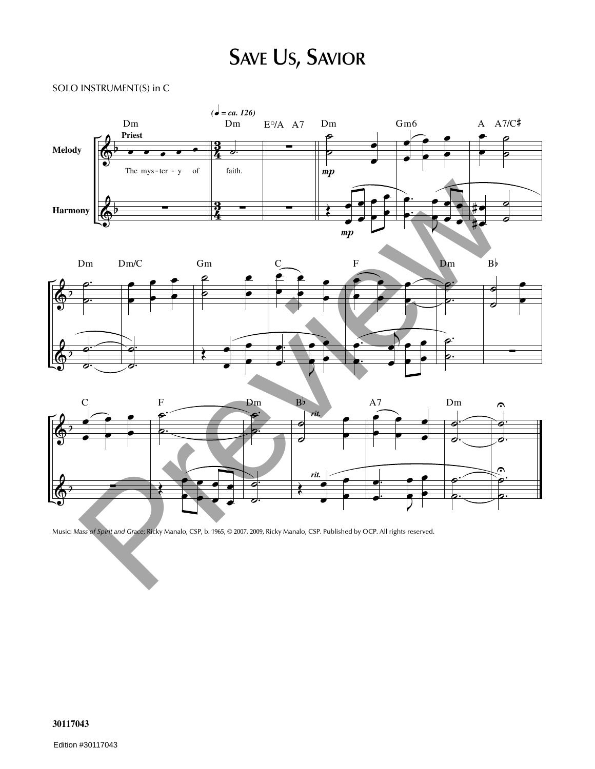# Save Us, Savior

SOLO INSTRUMENT(S) in C

Music: *Mass of Spirit and Grace;* Ricky Manalo, CSP, b. 1965, © 2007, 2009, Ricky Manalo, CSP. Published by OCP. All rights reserved.

30117043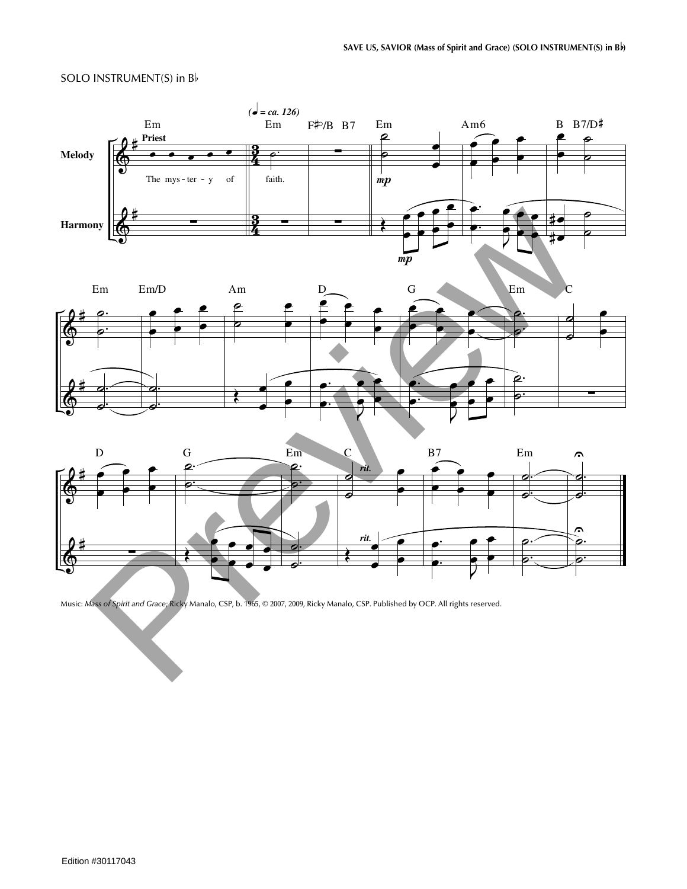SOLO INSTRUMENT(S) in B♭

Music: *Mass of Spirit and Grace;* Ricky Manalo, CSP, b. 1965, © 2007, 2009, Ricky Manalo, CSP. Published by OCP. All rights reserved.

Edition #30117043